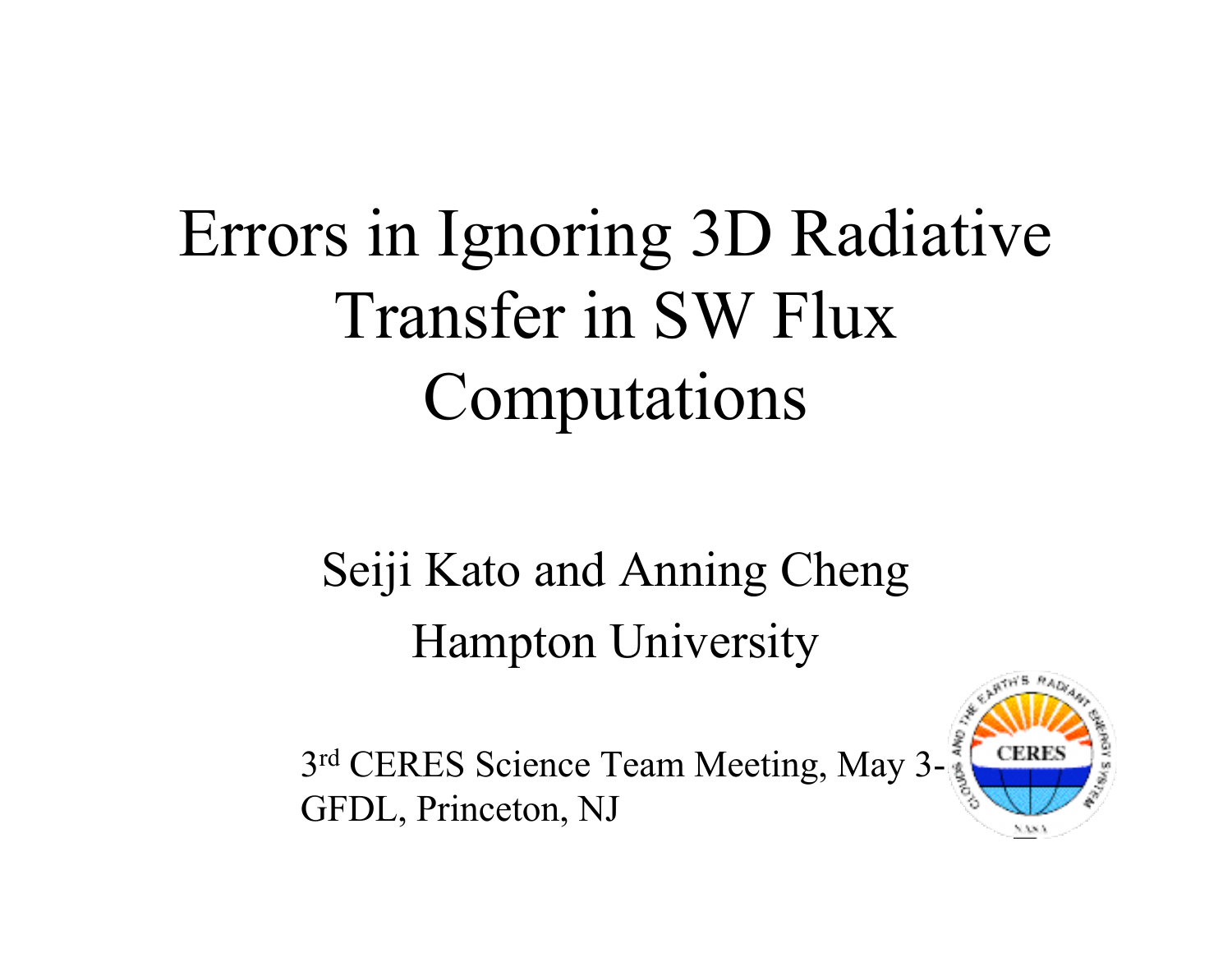# Errors in Ignoring 3D Radiative Transfer in SW Flux Computations

Seiji Kato and Anning Cheng

Hampton University

3rd CERES Science Team Meeting, May 3-

GFDL, Princeton, NJ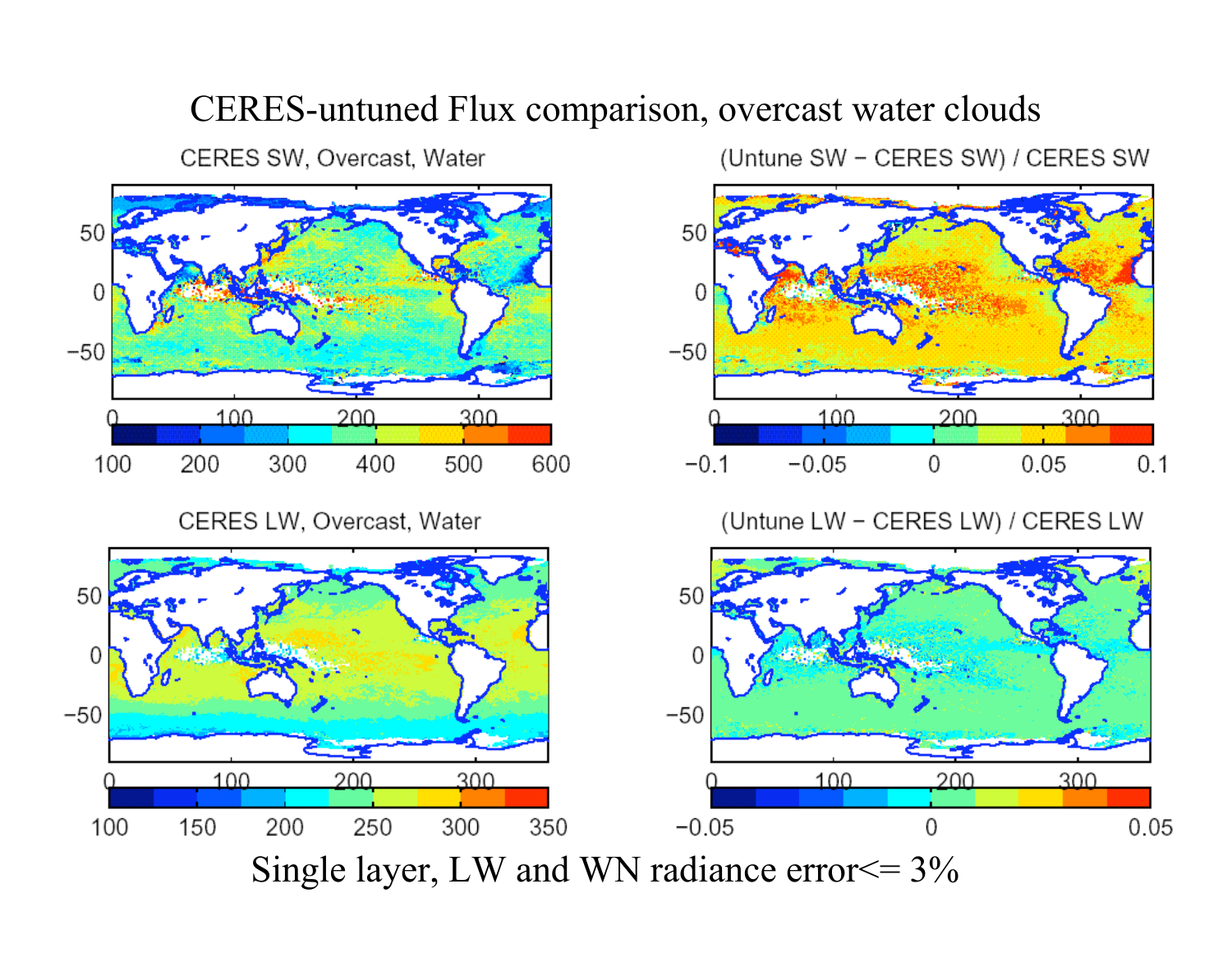# CERES-untuned Flux comparison, overcast water clouds

Single layer, LW and WN radiance error<= 3%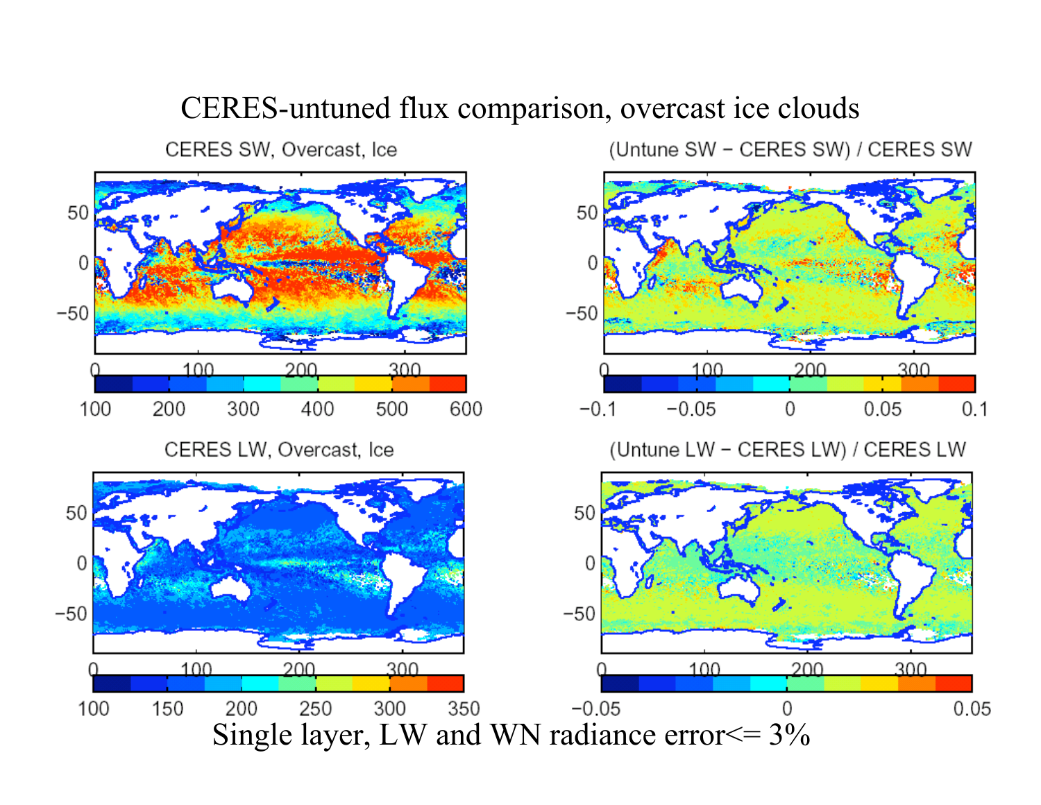# CERES-untuned flux comparison, overcast ice clouds

Single layer, LW and WN radiance error<= 3%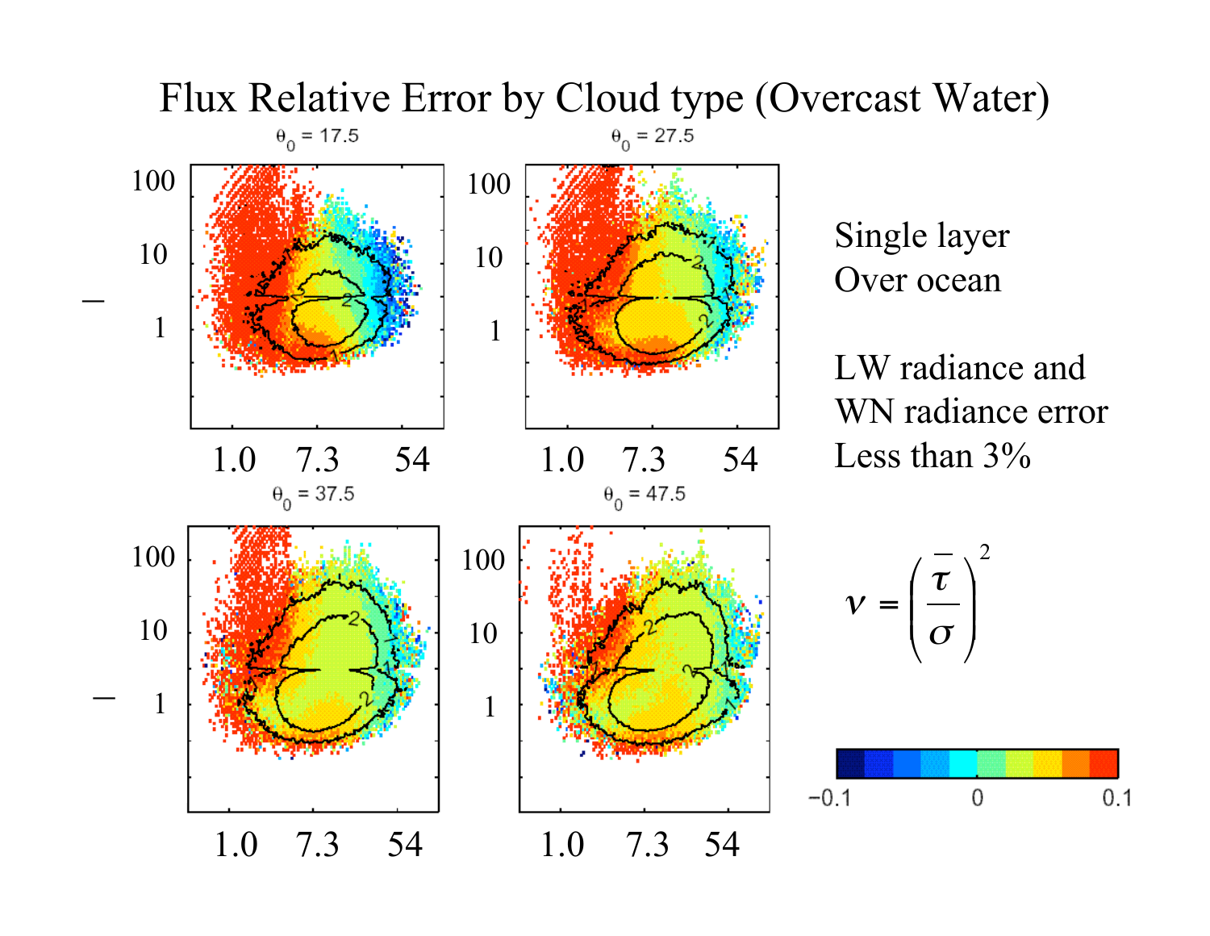# Flux Relative Error by Cloud type (Overcast Water)

$\theta_0$ = 17.5

$\theta_0$ = 27.5

$\theta_0$ = 37.5

$\theta_0$ = 47.5

Single layer
Over ocean

LW radiance and
WN radiance error
Less than 3%

$$\nu = \left(\frac{\bar{\tau}}{\sigma}\right)^2$$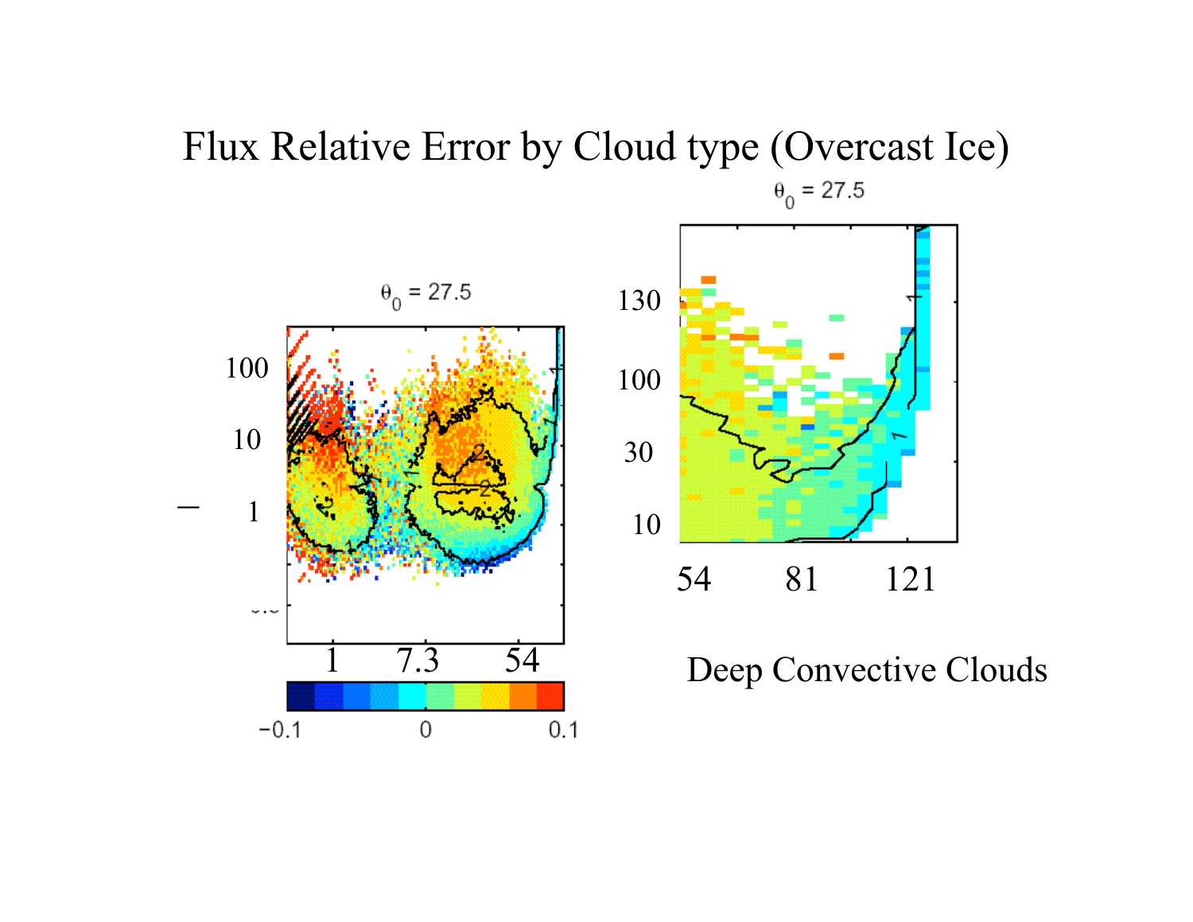# Flux Relative Error by Cloud type (Overcast Ice)

$\theta_0$ = 27.5

$\theta_0$ = 27.5

Deep Convective Clouds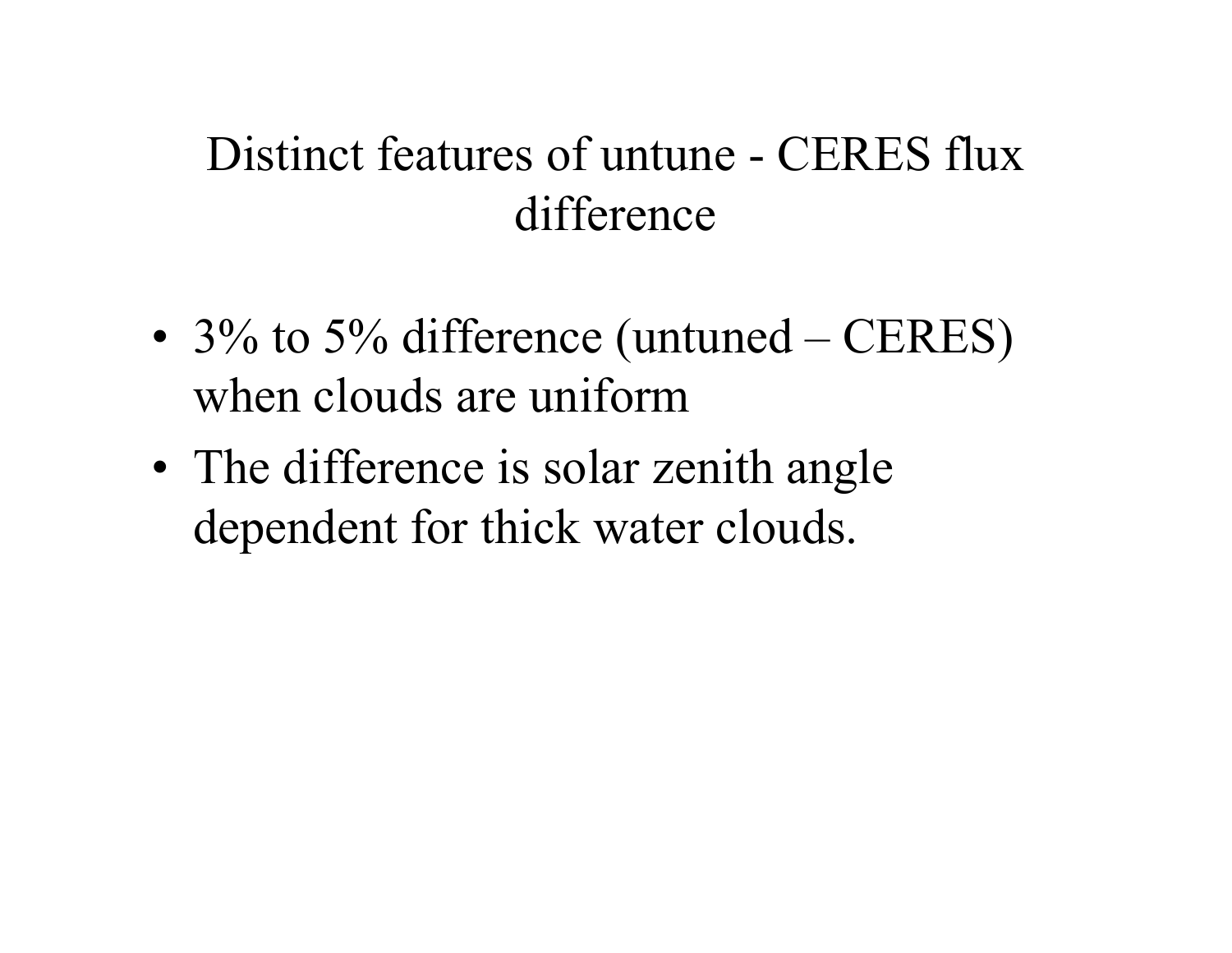# Distinct features of untune - CERES flux difference

- 3% to 5% difference (untuned – CERES) when clouds are uniform
- The difference is solar zenith angle dependent for thick water clouds.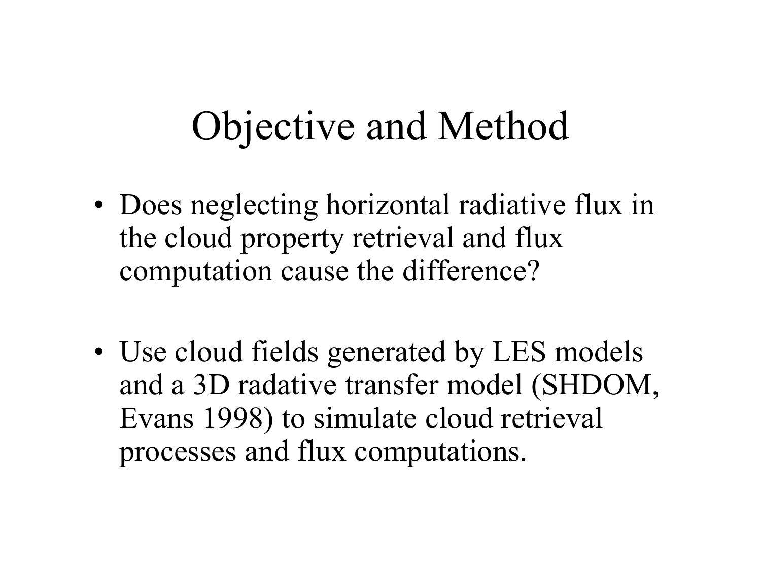# Objective and Method

- Does neglecting horizontal radiative flux in the cloud property retrieval and flux computation cause the difference?

- Use cloud fields generated by LES models and a 3D radative transfer model (SHDOM, Evans 1998) to simulate cloud retrieval processes and flux computations.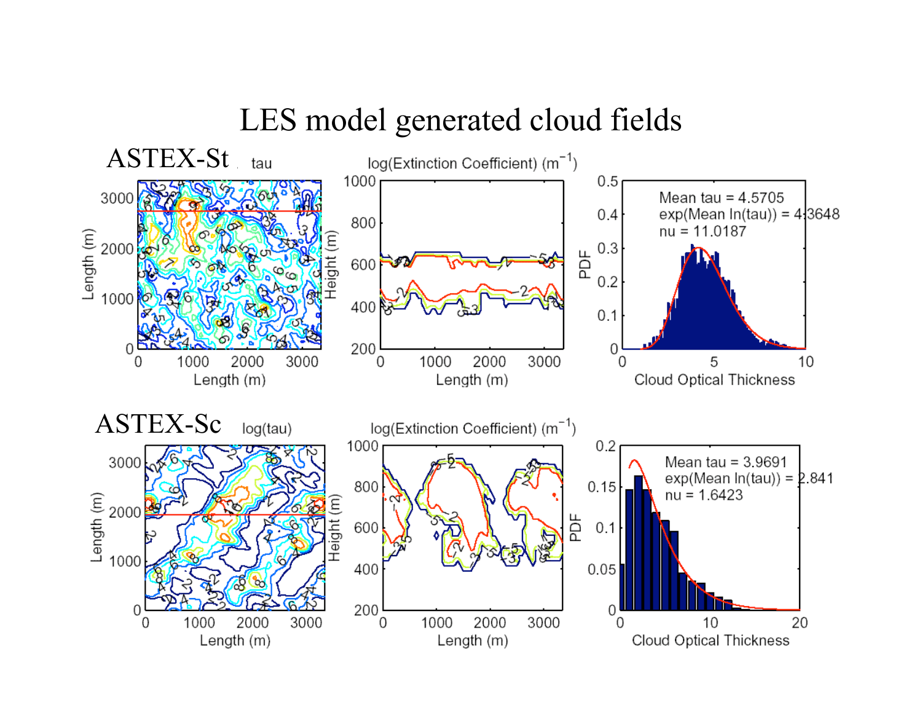# LES model generated cloud fields

## ASTEX-St

tau

log(Extinction Coefficient) ($m^{-1}$)

Mean tau = 4.5705
exp(Mean ln(tau)) = 4.3648
nu = 11.0187

## ASTEX-Sc

log(tau)

log(Extinction Coefficient) ($m^{-1}$)

Mean tau = 3.9691
exp(Mean ln(tau)) = 2.841
nu = 1.6423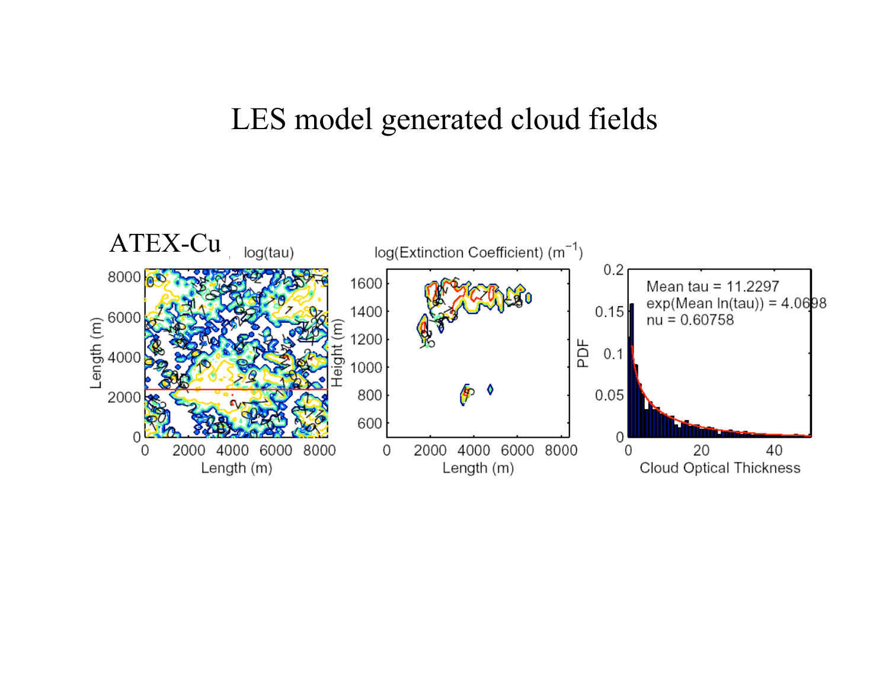# LES model generated cloud fields

ATEX-Cu

log(tau)

log(Extinction Coefficient) ($m^{-1}$)

Mean tau = 11.2297
exp(Mean ln(tau)) = 4.0698
nu = 0.60758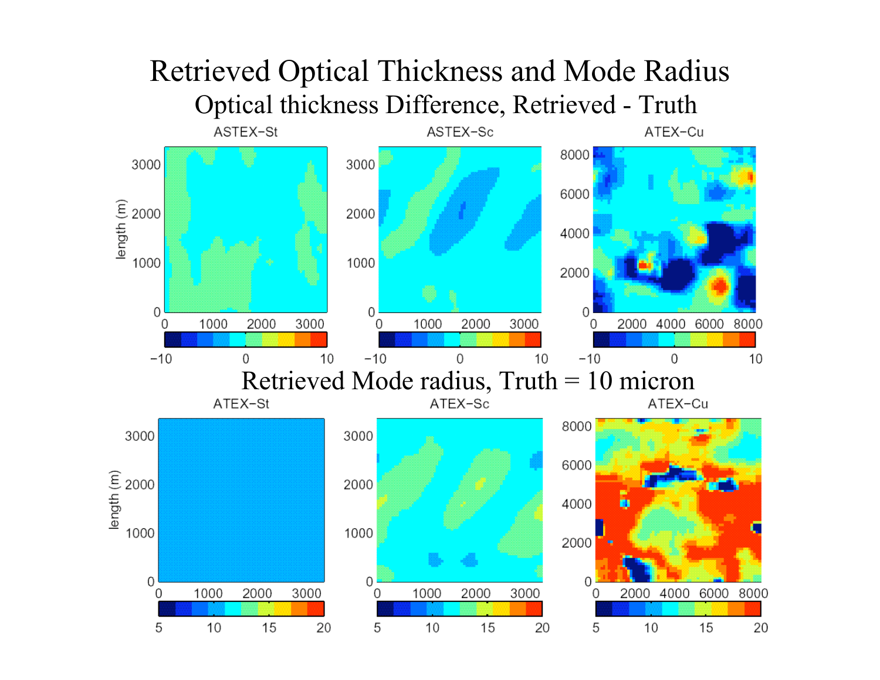# Retrieved Optical Thickness and Mode Radius

## Optical thickness Difference, Retrieved - Truth

ASTEX-St | ASTEX-Sc | ATEX-Cu

## Retrieved Mode radius, Truth = 10 micron

ATEX-St | ATEX-Sc | ATEX-Cu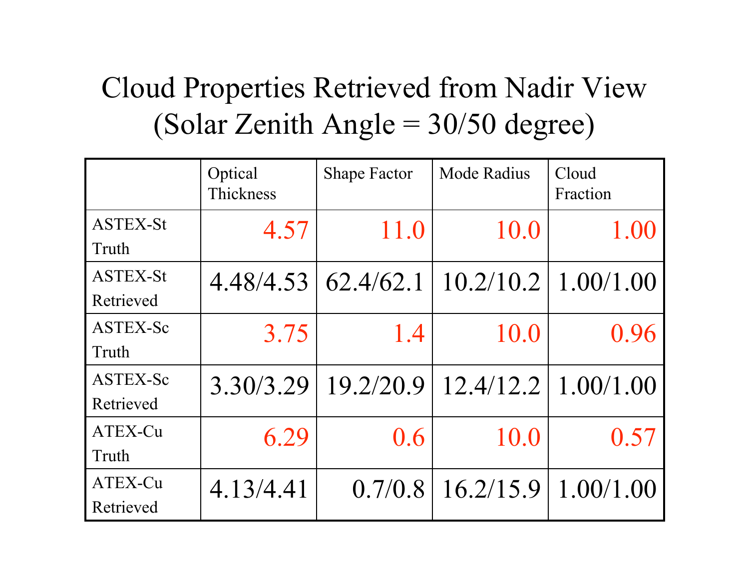# Cloud Properties Retrieved from Nadir View (Solar Zenith Angle = 30/50 degree)

| | Optical Thickness | Shape Factor | Mode Radius | Cloud Fraction |
|---|---|---|---|---|
| ASTEX-St Truth | 4.57 | 11.0 | 10.0 | 1.00 |
| ASTEX-St Retrieved | 4.48/4.53 | 62.4/62.1 | 10.2/10.2 | 1.00/1.00 |
| ASTEX-Sc Truth | 3.75 | 1.4 | 10.0 | 0.96 |
| ASTEX-Sc Retrieved | 3.30/3.29 | 19.2/20.9 | 12.4/12.2 | 1.00/1.00 |
| ATEX-Cu Truth | 6.29 | 0.6 | 10.0 | 0.57 |
| ATEX-Cu Retrieved | 4.13/4.41 | 0.7/0.8 | 16.2/15.9 | 1.00/1.00 |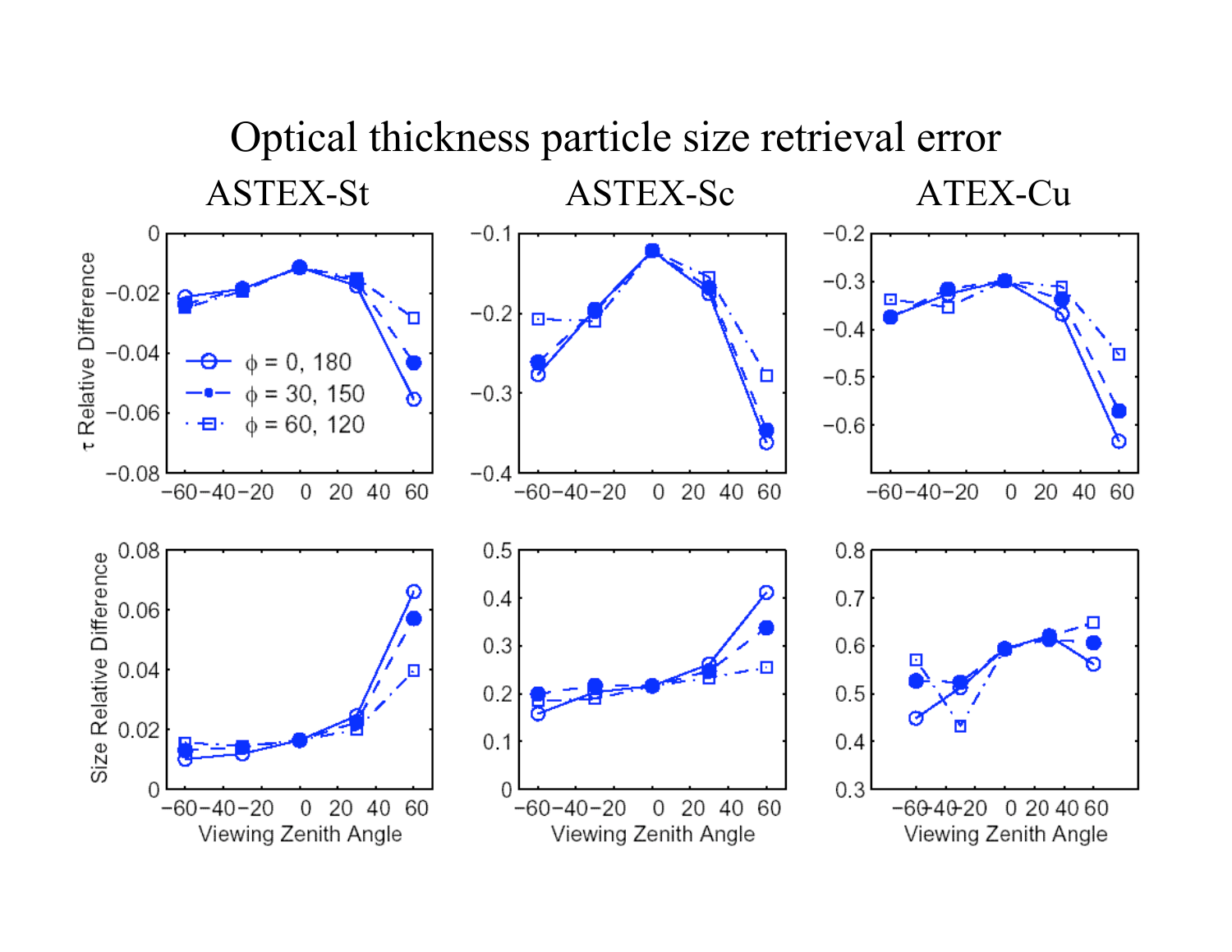# Optical thickness particle size retrieval error

ASTEX-St | ASTEX-Sc | ATEX-Cu

τ Relative Difference

Size Relative Difference

Viewing Zenith Angle

ϕ = 0, 180

ϕ = 30, 150

ϕ = 60, 120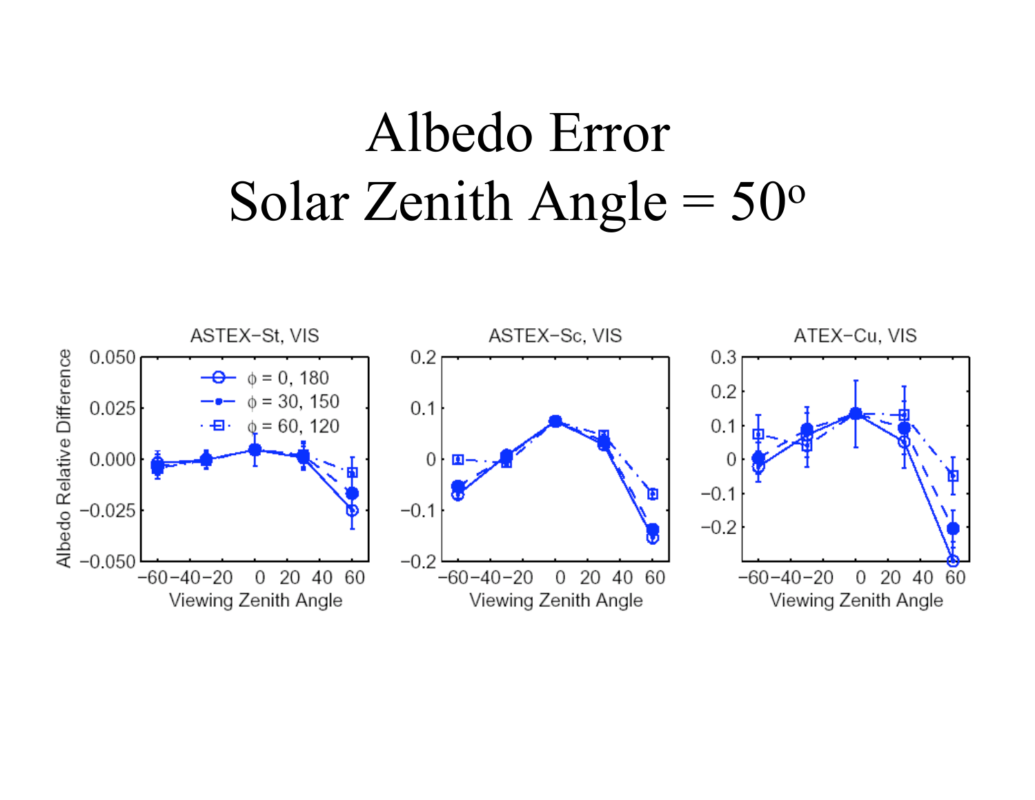# Albedo Error
# Solar Zenith Angle = 50°

ASTEX−St, VIS

ASTEX−Sc, VIS

ATEX−Cu, VIS

$\phi$ = 0, 180

$\phi$ = 30, 150

$\phi$ = 60, 120

Albedo Relative Difference

Viewing Zenith Angle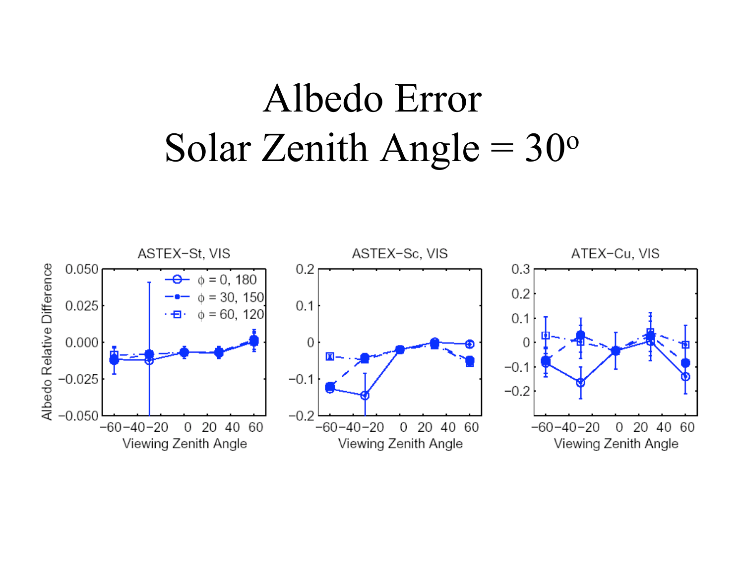# Albedo Error
# Solar Zenith Angle = $30^o$

ASTEX−St, VIS

ASTEX−Sc, VIS

ATEX−Cu, VIS

$\phi$ = 0, 180
$\phi$ = 30, 150
$\phi$ = 60, 120

Albedo Relative Difference

Viewing Zenith Angle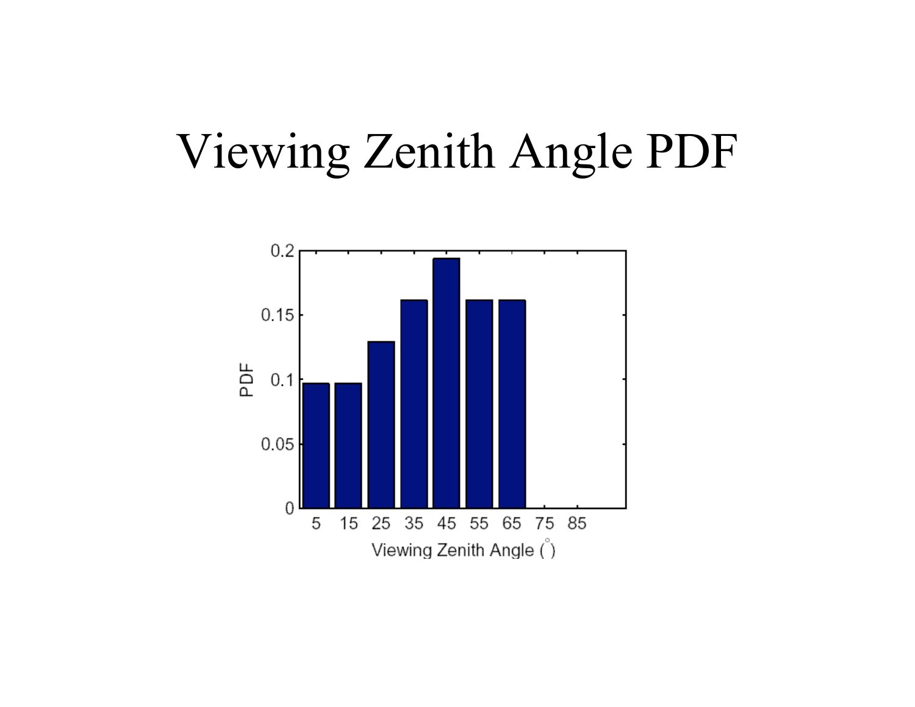# Viewing Zenith Angle PDF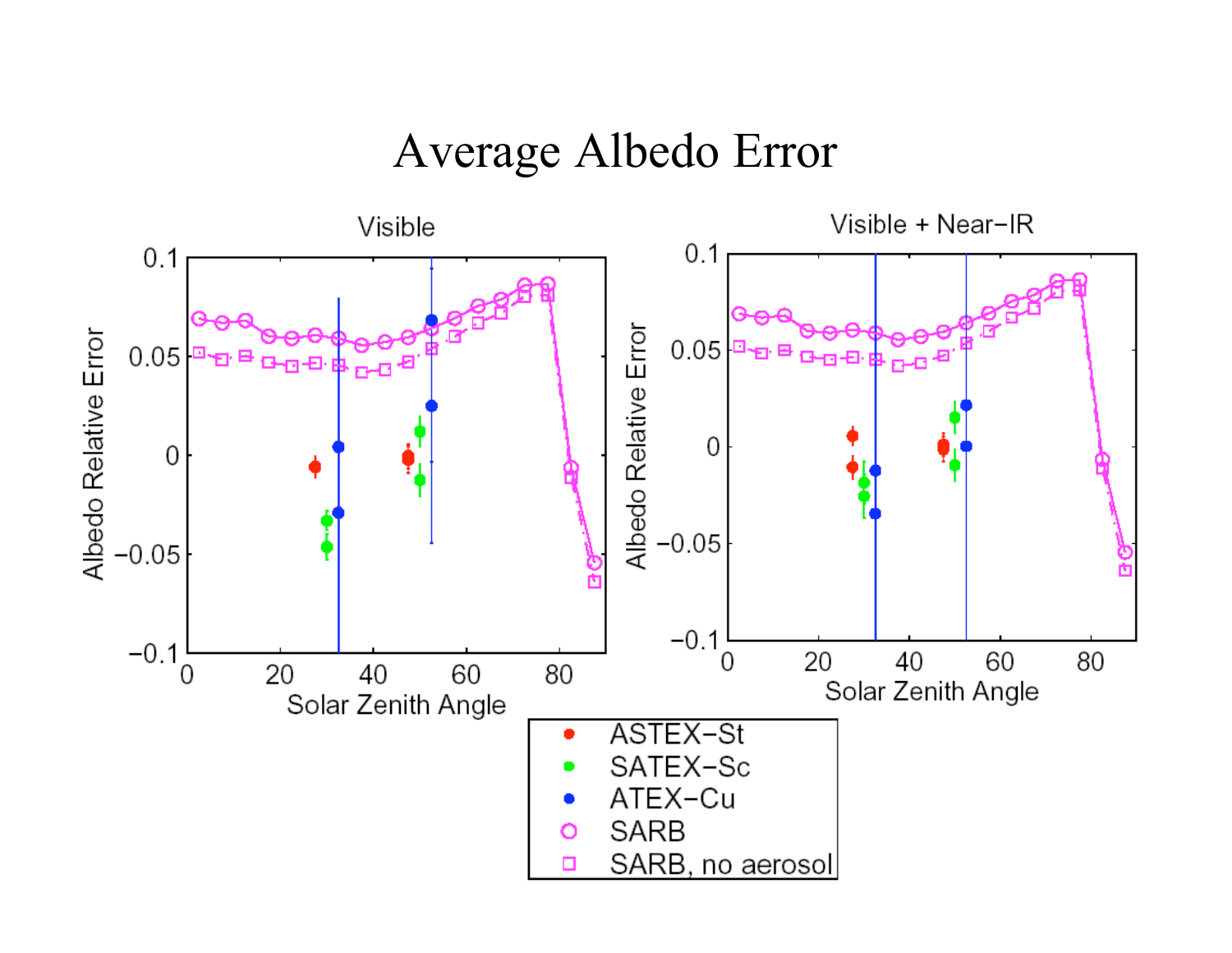# Average Albedo Error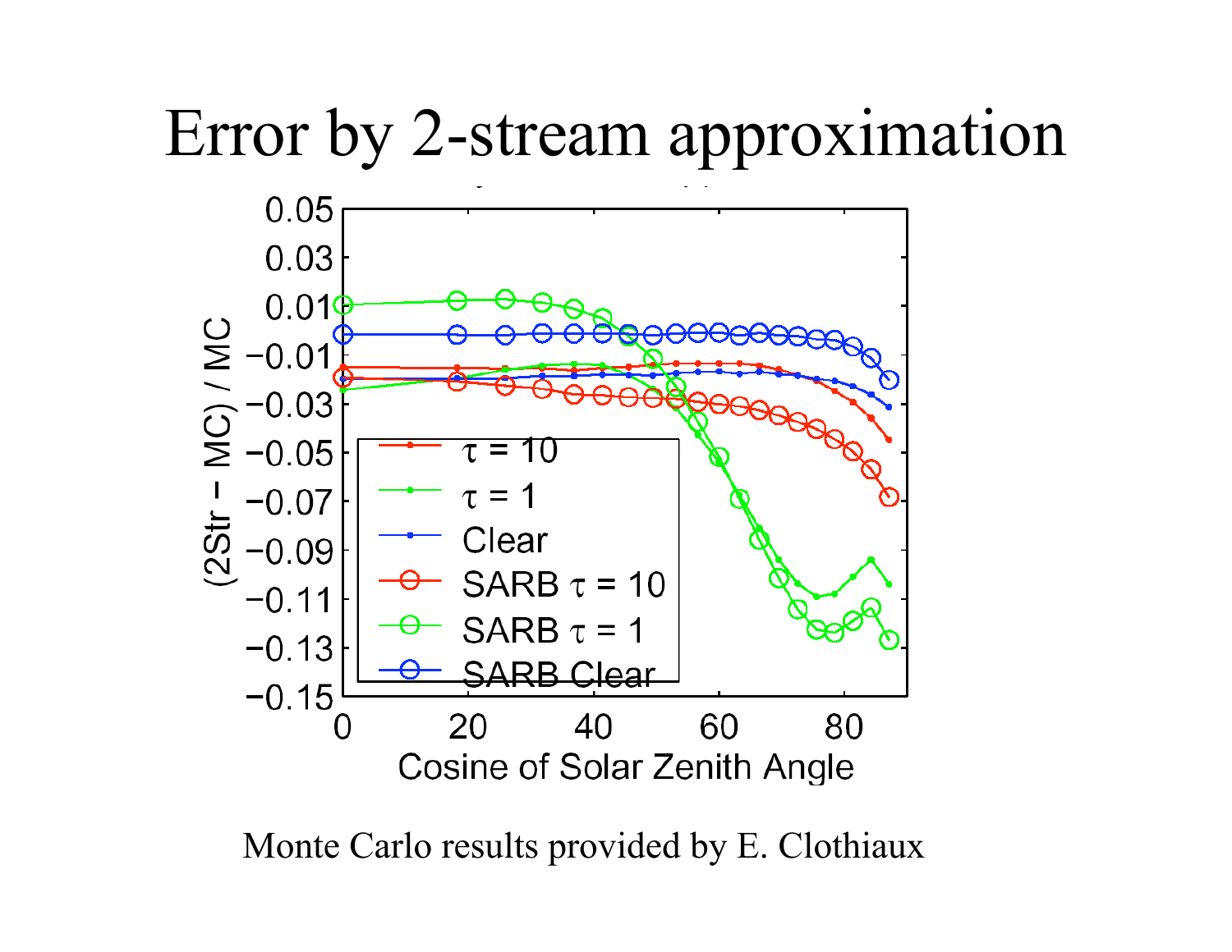# Error by 2-stream approximation

Monte Carlo results provided by E. Clothiaux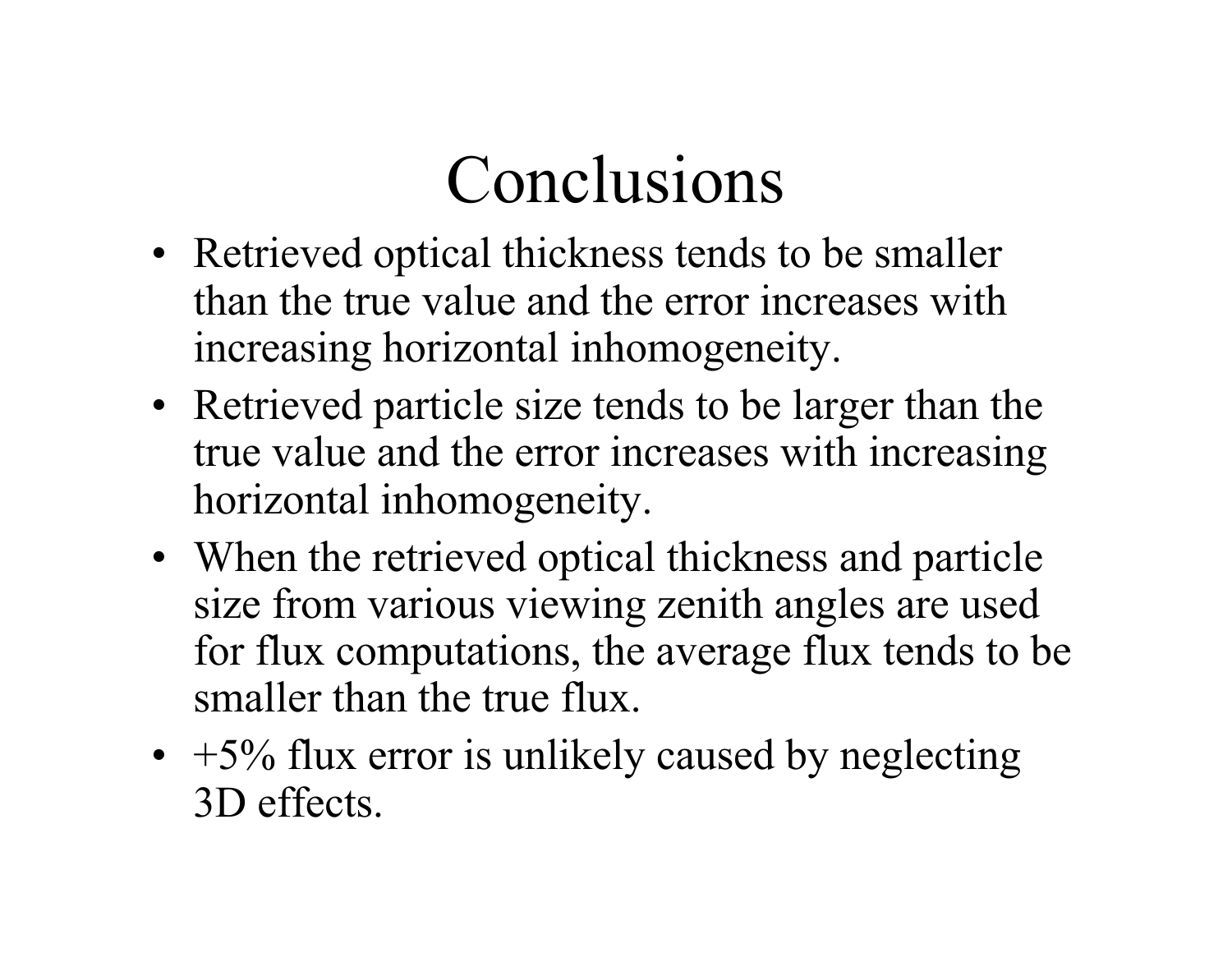# Conclusions

- Retrieved optical thickness tends to be smaller than the true value and the error increases with increasing horizontal inhomogeneity.
- Retrieved particle size tends to be larger than the true value and the error increases with increasing horizontal inhomogeneity.
- When the retrieved optical thickness and particle size from various viewing zenith angles are used for flux computations, the average flux tends to be smaller than the true flux.
- +5% flux error is unlikely caused by neglecting 3D effects.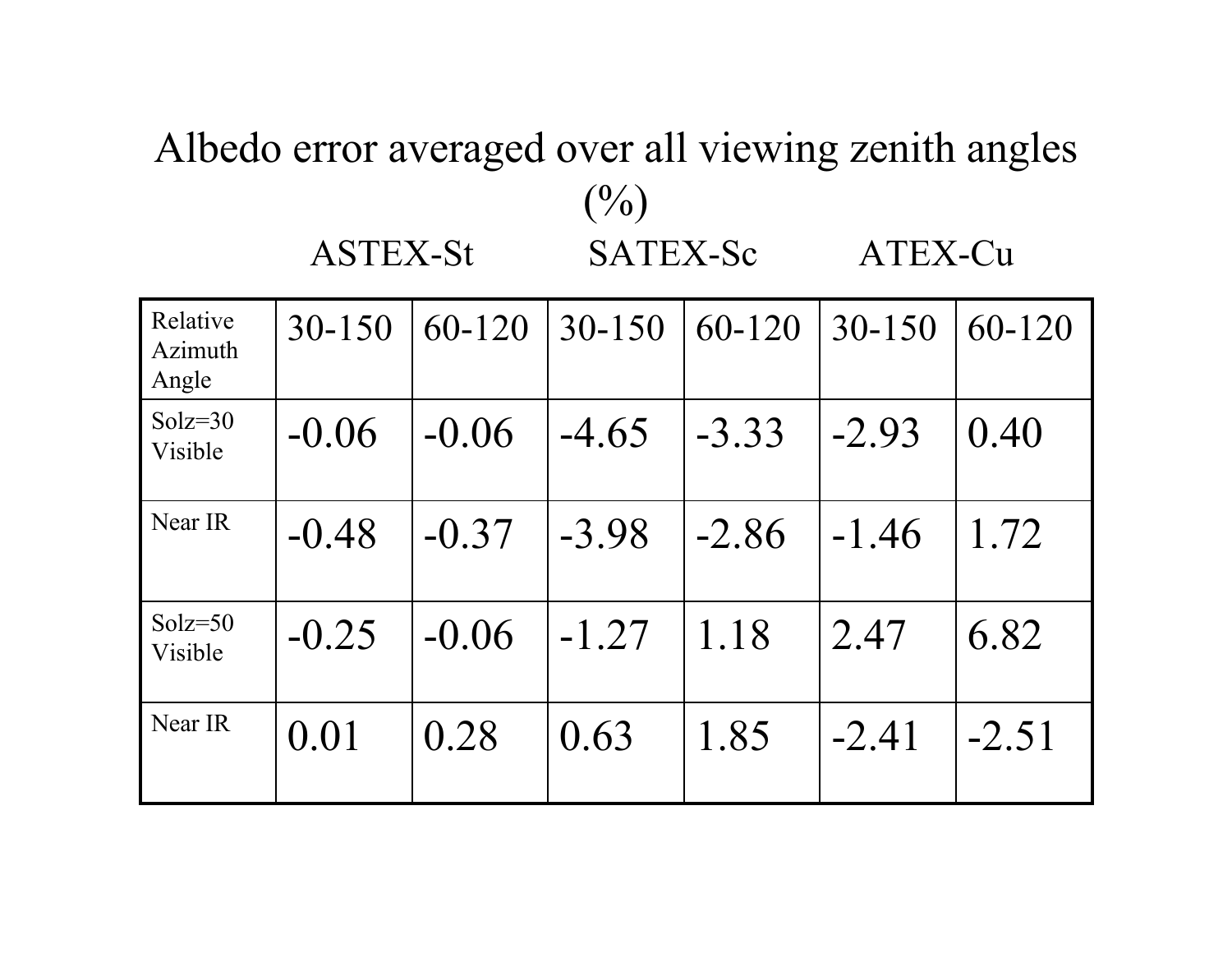# Albedo error averaged over all viewing zenith angles (%)

| | ASTEX-St | | SATEX-Sc | | ATEX-Cu | |
|---|---|---|---|---|---|---|
| Relative Azimuth Angle | 30-150 | 60-120 | 30-150 | 60-120 | 30-150 | 60-120 |
| Solz=30 Visible | -0.06 | -0.06 | -4.65 | -3.33 | -2.93 | 0.40 |
| Near IR | -0.48 | -0.37 | -3.98 | -2.86 | -1.46 | 1.72 |
| Solz=50 Visible | -0.25 | -0.06 | -1.27 | 1.18 | 2.47 | 6.82 |
| Near IR | 0.01 | 0.28 | 0.63 | 1.85 | -2.41 | -2.51 |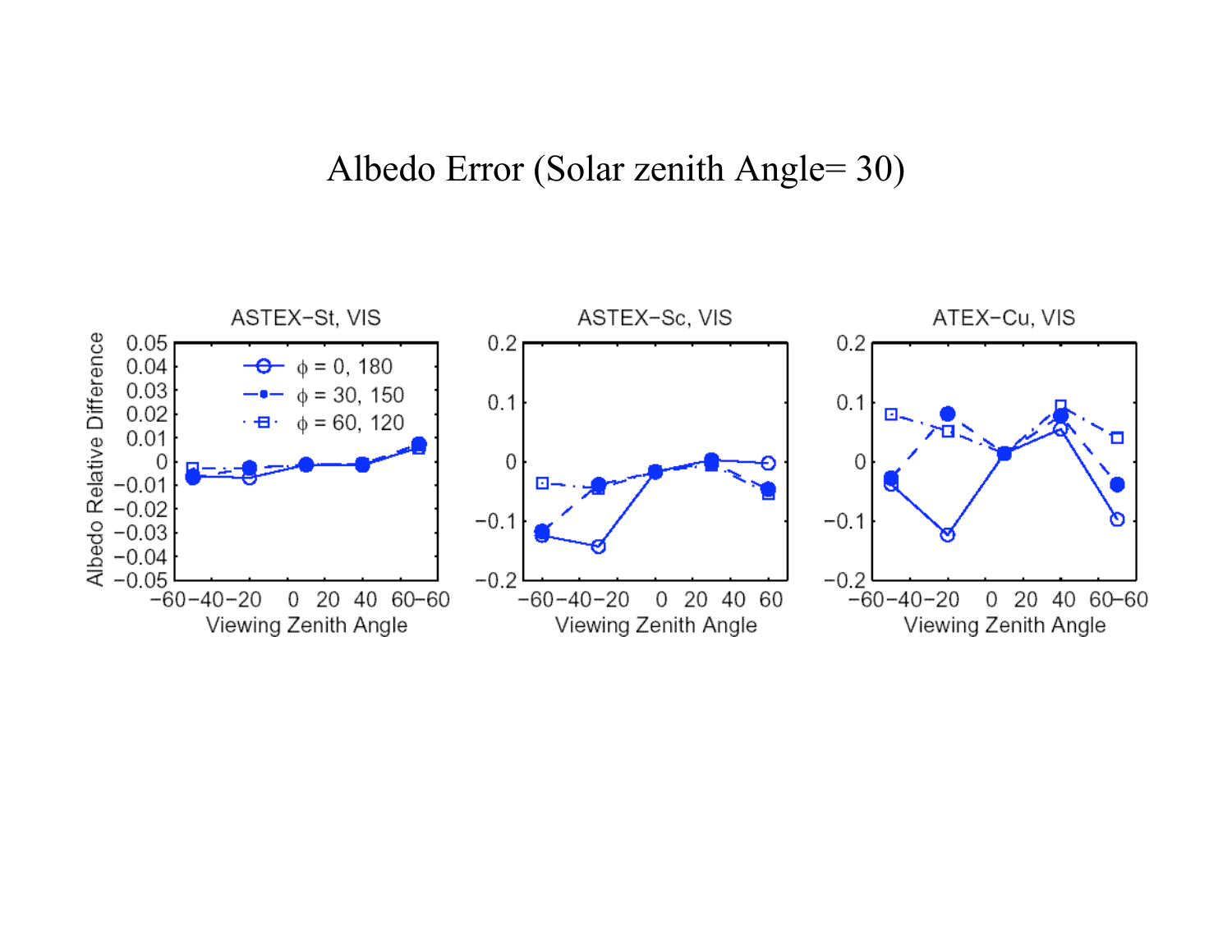# Albedo Error (Solar zenith Angle= 30)

ASTEX−St, VIS

Albedo Relative Difference

0.05
0.04
0.03
0.02
0.01
0
−0.01
−0.02
−0.03
−0.04
−0.05

φ = 0, 180
φ = 30, 150
φ = 60, 120

−60 −40 −20 0 20 40 60

Viewing Zenith Angle

ASTEX−Sc, VIS

0.2
0.1
0
−0.1
−0.2

−60 −40 −20 0 20 40 60

Viewing Zenith Angle

ATEX−Cu, VIS

0.2
0.1
0
−0.1
−0.2

−60 −40 −20 0 20 40 60

Viewing Zenith Angle